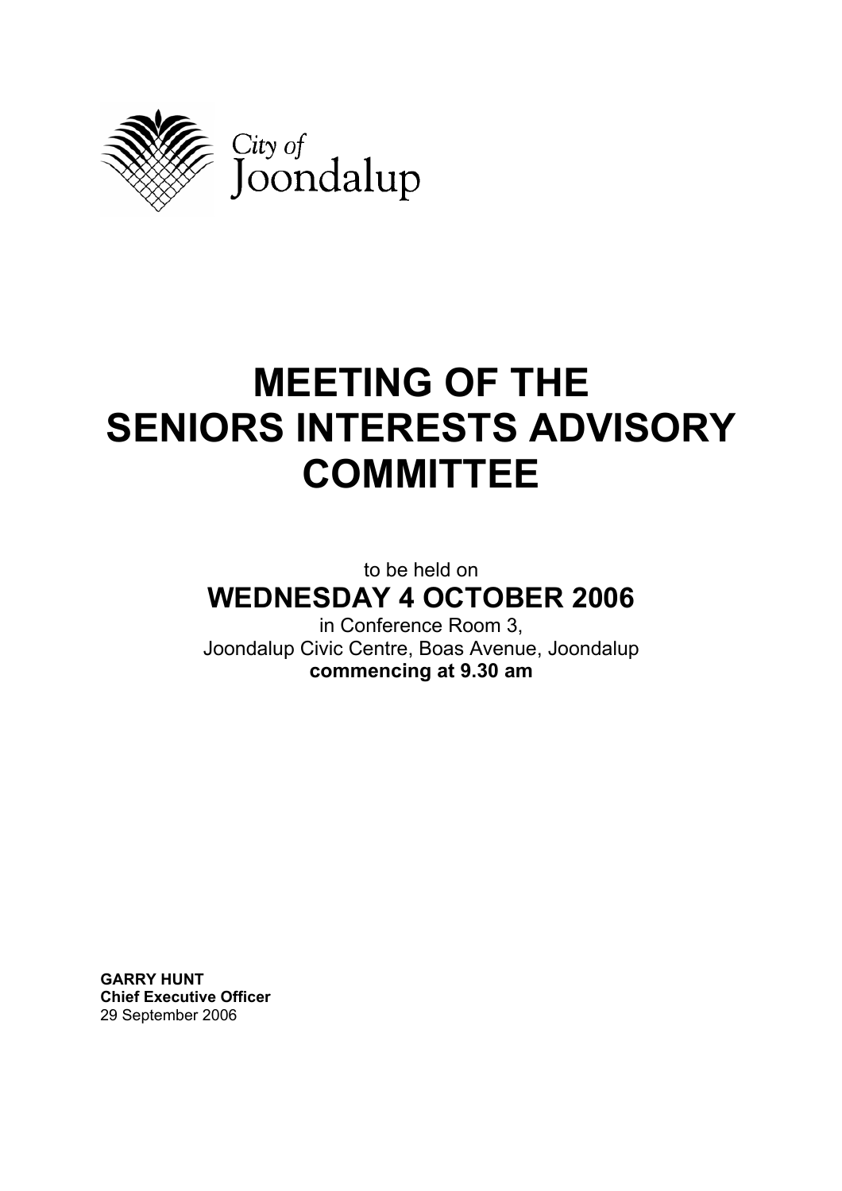City of Joondalup

# MEETING OF THE SENIORS INTERESTS ADVISORY COMMITTEE

to be held on

## WEDNESDAY 4 OCTOBER 2006

in Conference Room 3,
Joondalup Civic Centre, Boas Avenue, Joondalup
**commencing at 9.30 am**

**GARRY HUNT**
**Chief Executive Officer**
29 September 2006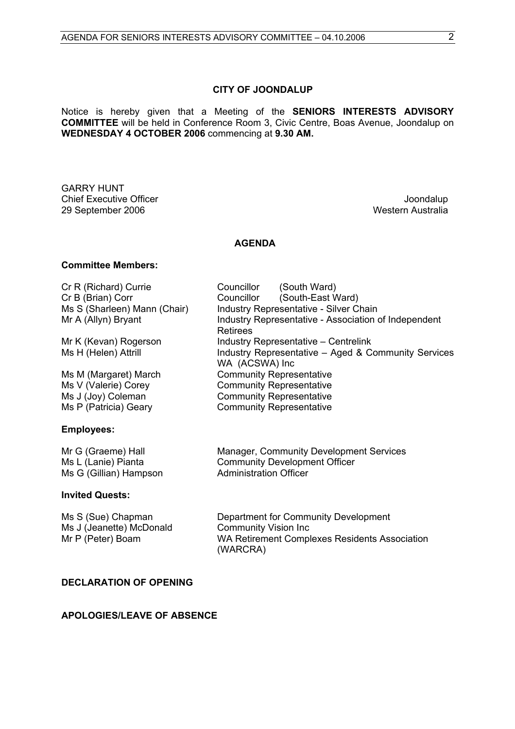**CITY OF JOONDALUP**

Notice is hereby given that a Meeting of the **SENIORS INTERESTS ADVISORY COMMITTEE** will be held in Conference Room 3, Civic Centre, Boas Avenue, Joondalup on **WEDNESDAY 4 OCTOBER 2006** commencing at **9.30 AM.**

GARRY HUNT
Chief Executive Officer
29 September 2006

Joondalup
Western Australia

**AGENDA**

**Committee Members:**

| | |
|---|---|
| Cr R (Richard) Currie | Councillor (South Ward) |
| Cr B (Brian) Corr | Councillor (South-East Ward) |
| Ms S (Sharleen) Mann (Chair) | Industry Representative - Silver Chain |
| Mr A (Allyn) Bryant | Industry Representative - Association of Independent Retirees |
| Mr K (Kevan) Rogerson | Industry Representative – Centrelink |
| Ms H (Helen) Attrill | Industry Representative – Aged & Community Services WA (ACSWA) Inc |
| Ms M (Margaret) March | Community Representative |
| Ms V (Valerie) Corey | Community Representative |
| Ms J (Joy) Coleman | Community Representative |
| Ms P (Patricia) Geary | Community Representative |

**Employees:**

| | |
|---|---|
| Mr G (Graeme) Hall | Manager, Community Development Services |
| Ms L (Lanie) Pianta | Community Development Officer |
| Ms G (Gillian) Hampson | Administration Officer |

**Invited Quests:**

| | |
|---|---|
| Ms S (Sue) Chapman | Department for Community Development |
| Ms J (Jeanette) McDonald | Community Vision Inc |
| Mr P (Peter) Boam | WA Retirement Complexes Residents Association (WARCRA) |

**DECLARATION OF OPENING**

**APOLOGIES/LEAVE OF ABSENCE**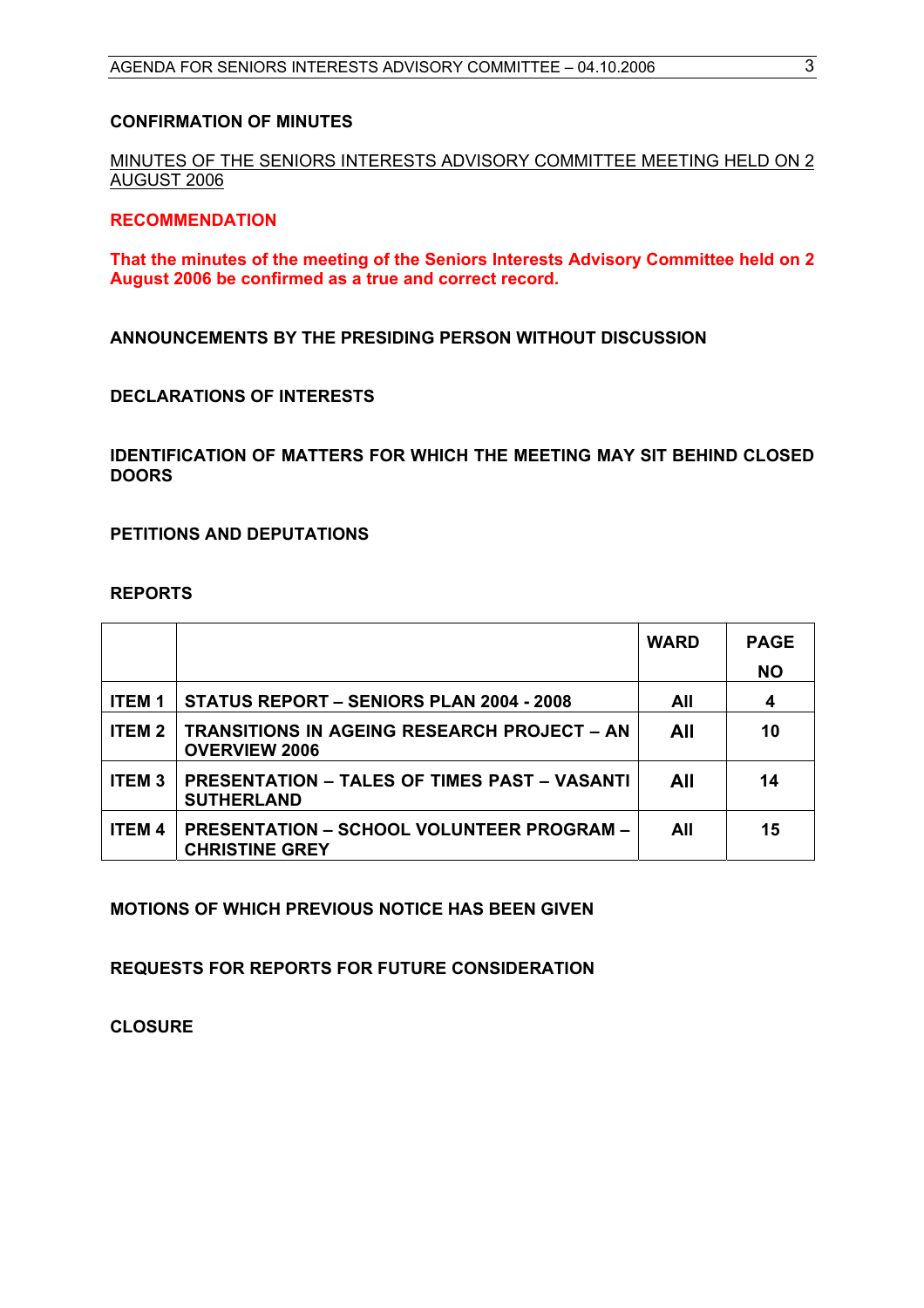**CONFIRMATION OF MINUTES**

MINUTES OF THE SENIORS INTERESTS ADVISORY COMMITTEE MEETING HELD ON 2 AUGUST 2006

**RECOMMENDATION**

**That the minutes of the meeting of the Seniors Interests Advisory Committee held on 2 August 2006 be confirmed as a true and correct record.**

**ANNOUNCEMENTS BY THE PRESIDING PERSON WITHOUT DISCUSSION**

**DECLARATIONS OF INTERESTS**

**IDENTIFICATION OF MATTERS FOR WHICH THE MEETING MAY SIT BEHIND CLOSED DOORS**

**PETITIONS AND DEPUTATIONS**

**REPORTS**

| | | WARD | PAGE NO |
|---|---|---|---|
| **ITEM 1** | **STATUS REPORT – SENIORS PLAN 2004 - 2008** | **All** | **4** |
| **ITEM 2** | **TRANSITIONS IN AGEING RESEARCH PROJECT – AN OVERVIEW 2006** | **All** | **10** |
| **ITEM 3** | **PRESENTATION – TALES OF TIMES PAST – VASANTI SUTHERLAND** | **All** | **14** |
| **ITEM 4** | **PRESENTATION – SCHOOL VOLUNTEER PROGRAM – CHRISTINE GREY** | **All** | **15** |

**MOTIONS OF WHICH PREVIOUS NOTICE HAS BEEN GIVEN**

**REQUESTS FOR REPORTS FOR FUTURE CONSIDERATION**

**CLOSURE**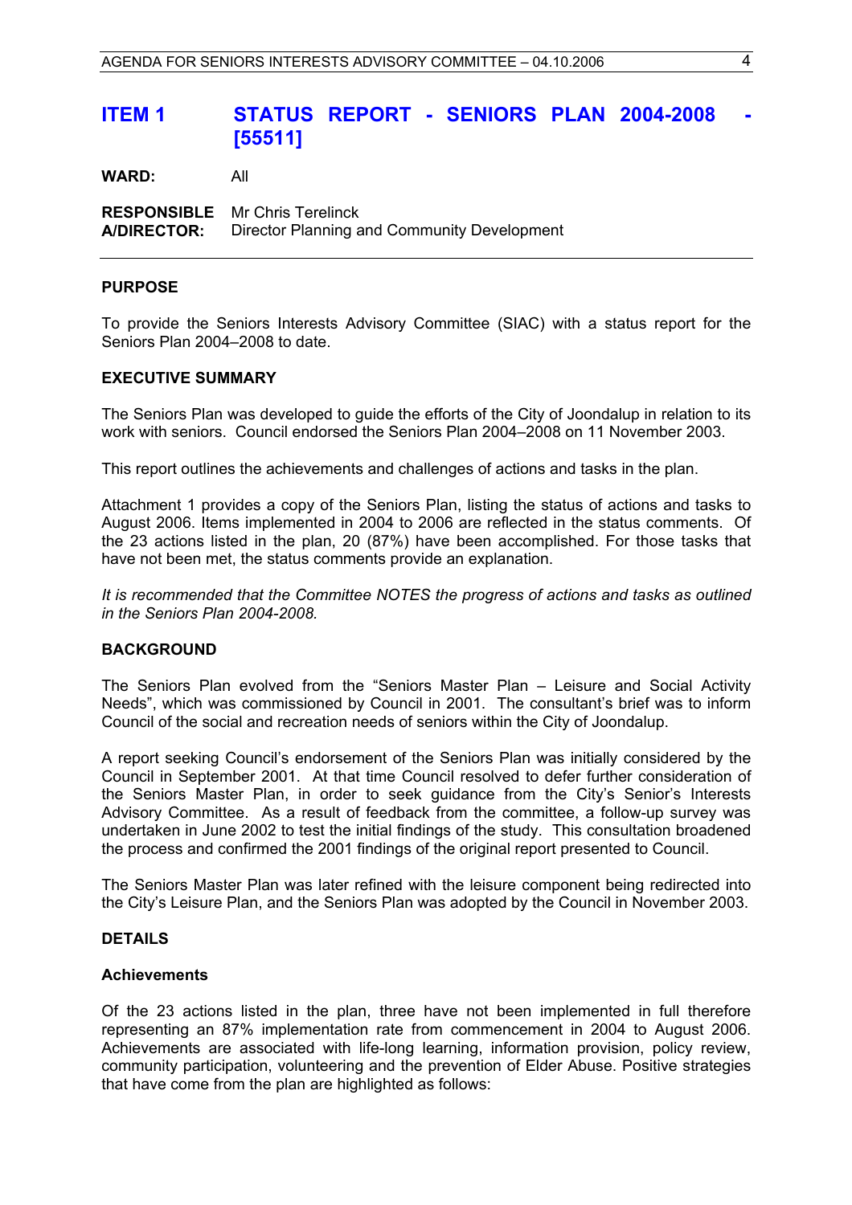# ITEM 1 STATUS REPORT - SENIORS PLAN 2004-2008 - [55511]

**WARD:** All

**RESPONSIBLE A/DIRECTOR:** Mr Chris Terelinck
Director Planning and Community Development

---

### PURPOSE

To provide the Seniors Interests Advisory Committee (SIAC) with a status report for the Seniors Plan 2004–2008 to date.

### EXECUTIVE SUMMARY

The Seniors Plan was developed to guide the efforts of the City of Joondalup in relation to its work with seniors. Council endorsed the Seniors Plan 2004–2008 on 11 November 2003.

This report outlines the achievements and challenges of actions and tasks in the plan.

Attachment 1 provides a copy of the Seniors Plan, listing the status of actions and tasks to August 2006. Items implemented in 2004 to 2006 are reflected in the status comments. Of the 23 actions listed in the plan, 20 (87%) have been accomplished. For those tasks that have not been met, the status comments provide an explanation.

*It is recommended that the Committee NOTES the progress of actions and tasks as outlined in the Seniors Plan 2004-2008.*

### BACKGROUND

The Seniors Plan evolved from the "Seniors Master Plan – Leisure and Social Activity Needs", which was commissioned by Council in 2001. The consultant's brief was to inform Council of the social and recreation needs of seniors within the City of Joondalup.

A report seeking Council's endorsement of the Seniors Plan was initially considered by the Council in September 2001. At that time Council resolved to defer further consideration of the Seniors Master Plan, in order to seek guidance from the City's Senior's Interests Advisory Committee. As a result of feedback from the committee, a follow-up survey was undertaken in June 2002 to test the initial findings of the study. This consultation broadened the process and confirmed the 2001 findings of the original report presented to Council.

The Seniors Master Plan was later refined with the leisure component being redirected into the City's Leisure Plan, and the Seniors Plan was adopted by the Council in November 2003.

### DETAILS

#### Achievements

Of the 23 actions listed in the plan, three have not been implemented in full therefore representing an 87% implementation rate from commencement in 2004 to August 2006. Achievements are associated with life-long learning, information provision, policy review, community participation, volunteering and the prevention of Elder Abuse. Positive strategies that have come from the plan are highlighted as follows: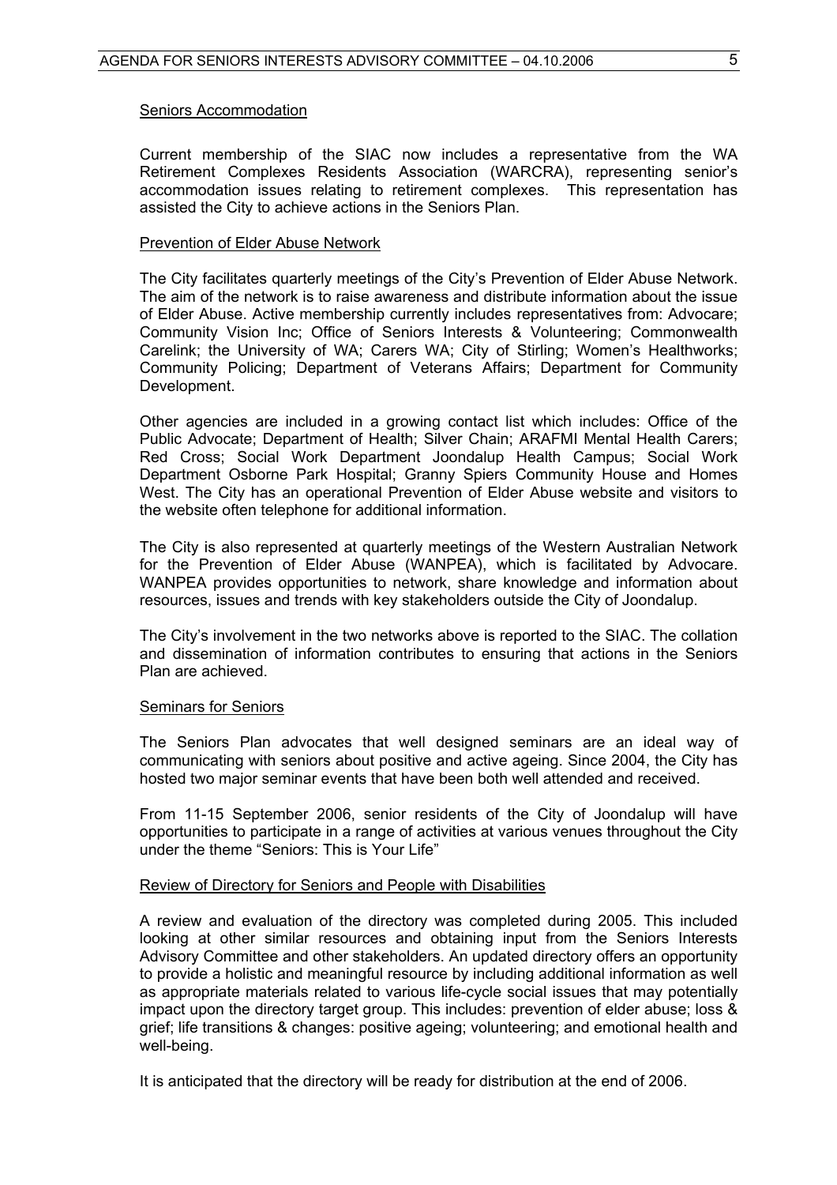### Seniors Accommodation

Current membership of the SIAC now includes a representative from the WA Retirement Complexes Residents Association (WARCRA), representing senior's accommodation issues relating to retirement complexes. This representation has assisted the City to achieve actions in the Seniors Plan.

### Prevention of Elder Abuse Network

The City facilitates quarterly meetings of the City's Prevention of Elder Abuse Network. The aim of the network is to raise awareness and distribute information about the issue of Elder Abuse. Active membership currently includes representatives from: Advocare; Community Vision Inc; Office of Seniors Interests & Volunteering; Commonwealth Carelink; the University of WA; Carers WA; City of Stirling; Women's Healthworks; Community Policing; Department of Veterans Affairs; Department for Community Development.

Other agencies are included in a growing contact list which includes: Office of the Public Advocate; Department of Health; Silver Chain; ARAFMI Mental Health Carers; Red Cross; Social Work Department Joondalup Health Campus; Social Work Department Osborne Park Hospital; Granny Spiers Community House and Homes West. The City has an operational Prevention of Elder Abuse website and visitors to the website often telephone for additional information.

The City is also represented at quarterly meetings of the Western Australian Network for the Prevention of Elder Abuse (WANPEA), which is facilitated by Advocare. WANPEA provides opportunities to network, share knowledge and information about resources, issues and trends with key stakeholders outside the City of Joondalup.

The City's involvement in the two networks above is reported to the SIAC. The collation and dissemination of information contributes to ensuring that actions in the Seniors Plan are achieved.

### Seminars for Seniors

The Seniors Plan advocates that well designed seminars are an ideal way of communicating with seniors about positive and active ageing. Since 2004, the City has hosted two major seminar events that have been both well attended and received.

From 11-15 September 2006, senior residents of the City of Joondalup will have opportunities to participate in a range of activities at various venues throughout the City under the theme "Seniors: This is Your Life"

### Review of Directory for Seniors and People with Disabilities

A review and evaluation of the directory was completed during 2005. This included looking at other similar resources and obtaining input from the Seniors Interests Advisory Committee and other stakeholders. An updated directory offers an opportunity to provide a holistic and meaningful resource by including additional information as well as appropriate materials related to various life-cycle social issues that may potentially impact upon the directory target group. This includes: prevention of elder abuse; loss & grief; life transitions & changes: positive ageing; volunteering; and emotional health and well-being.

It is anticipated that the directory will be ready for distribution at the end of 2006.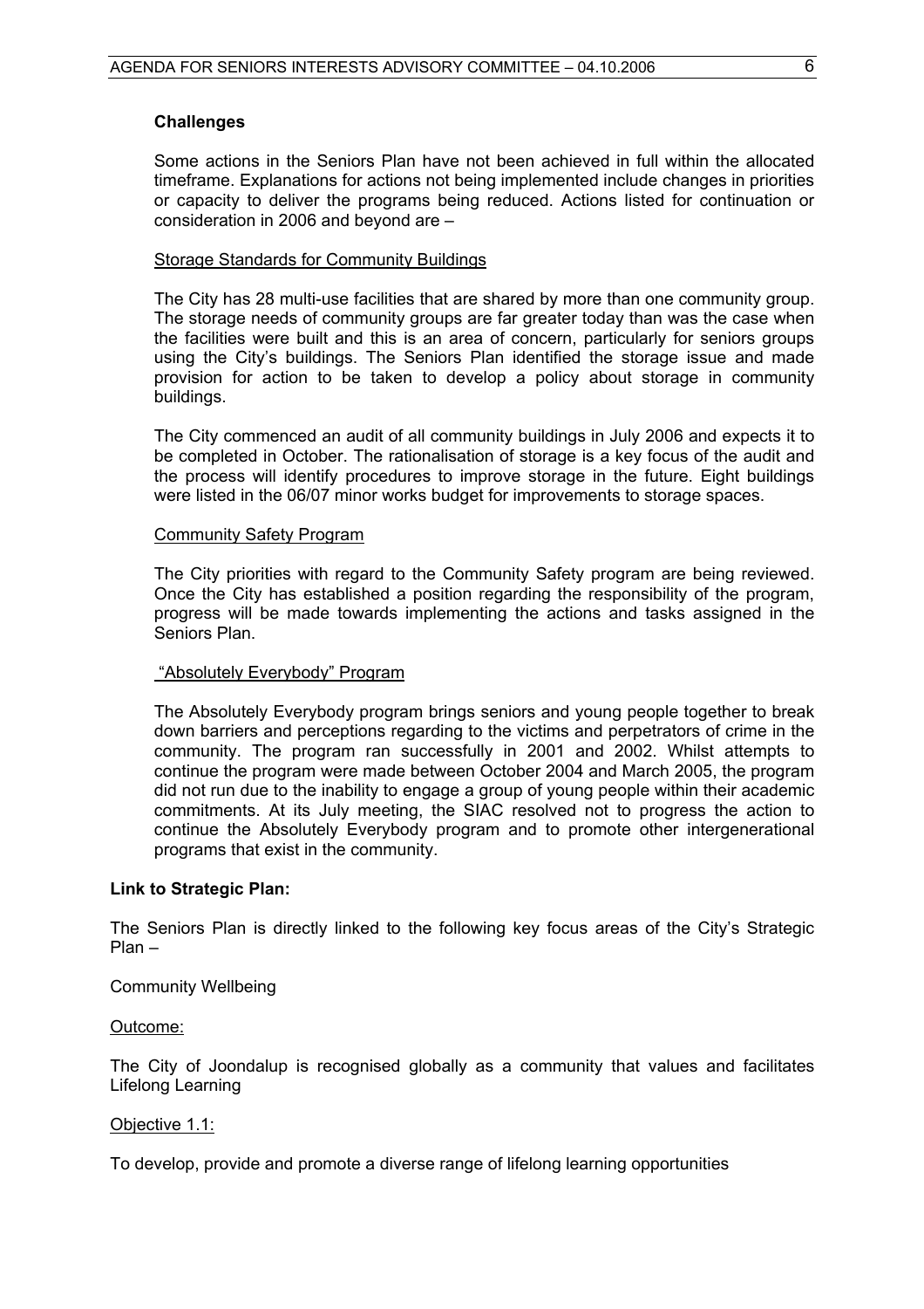**Challenges**

Some actions in the Seniors Plan have not been achieved in full within the allocated timeframe. Explanations for actions not being implemented include changes in priorities or capacity to deliver the programs being reduced. Actions listed for continuation or consideration in 2006 and beyond are –

Storage Standards for Community Buildings

The City has 28 multi-use facilities that are shared by more than one community group. The storage needs of community groups are far greater today than was the case when the facilities were built and this is an area of concern, particularly for seniors groups using the City's buildings. The Seniors Plan identified the storage issue and made provision for action to be taken to develop a policy about storage in community buildings.

The City commenced an audit of all community buildings in July 2006 and expects it to be completed in October. The rationalisation of storage is a key focus of the audit and the process will identify procedures to improve storage in the future. Eight buildings were listed in the 06/07 minor works budget for improvements to storage spaces.

Community Safety Program

The City priorities with regard to the Community Safety program are being reviewed. Once the City has established a position regarding the responsibility of the program, progress will be made towards implementing the actions and tasks assigned in the Seniors Plan.

"Absolutely Everybody" Program

The Absolutely Everybody program brings seniors and young people together to break down barriers and perceptions regarding to the victims and perpetrators of crime in the community. The program ran successfully in 2001 and 2002. Whilst attempts to continue the program were made between October 2004 and March 2005, the program did not run due to the inability to engage a group of young people within their academic commitments. At its July meeting, the SIAC resolved not to progress the action to continue the Absolutely Everybody program and to promote other intergenerational programs that exist in the community.

**Link to Strategic Plan:**

The Seniors Plan is directly linked to the following key focus areas of the City's Strategic Plan –

Community Wellbeing

Outcome:

The City of Joondalup is recognised globally as a community that values and facilitates Lifelong Learning

Objective 1.1:

To develop, provide and promote a diverse range of lifelong learning opportunities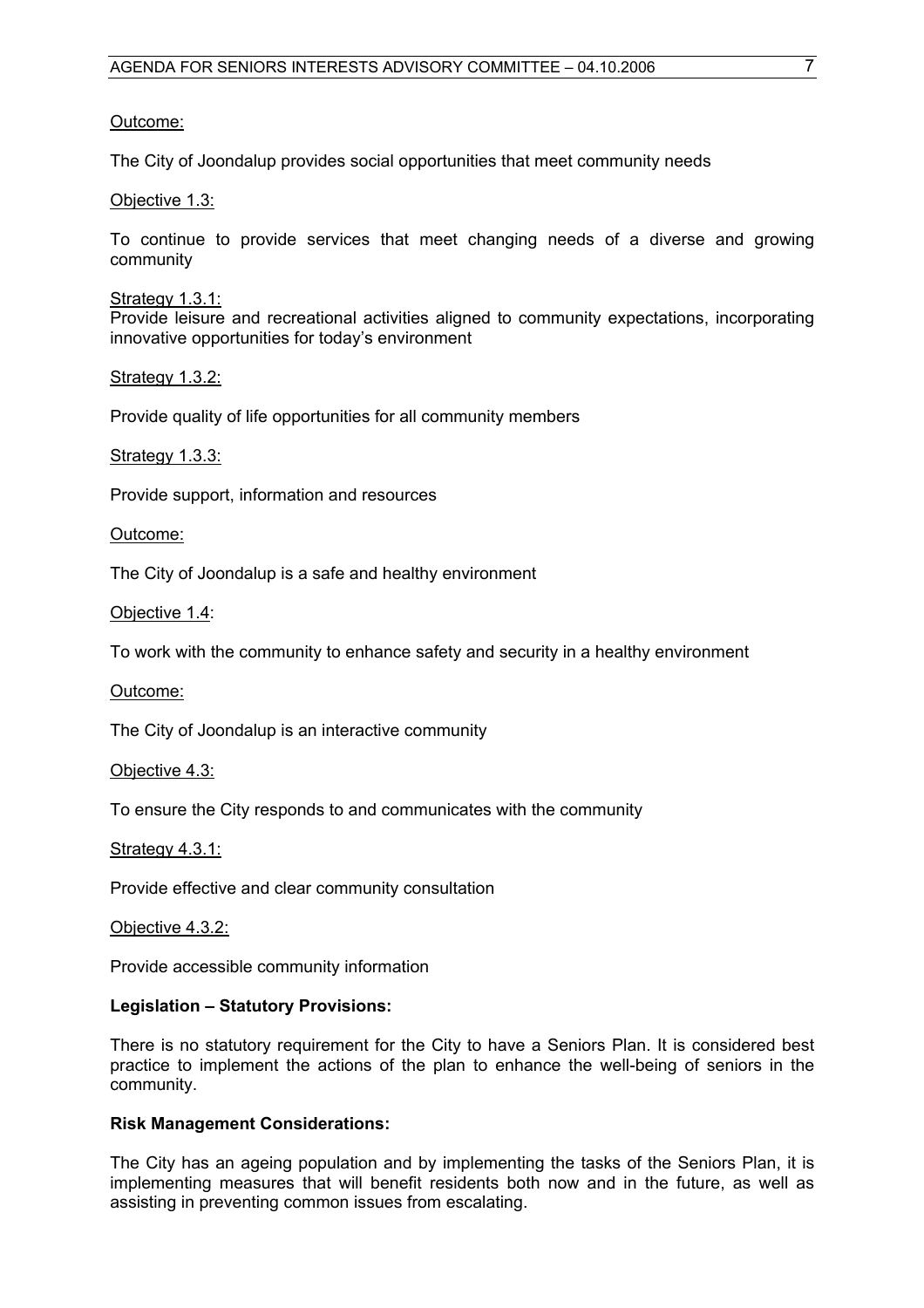Outcome:

The City of Joondalup provides social opportunities that meet community needs

Objective 1.3:

To continue to provide services that meet changing needs of a diverse and growing community

Strategy 1.3.1:
Provide leisure and recreational activities aligned to community expectations, incorporating innovative opportunities for today's environment

Strategy 1.3.2:

Provide quality of life opportunities for all community members

Strategy 1.3.3:

Provide support, information and resources

Outcome:

The City of Joondalup is a safe and healthy environment

Objective 1.4:

To work with the community to enhance safety and security in a healthy environment

Outcome:

The City of Joondalup is an interactive community

Objective 4.3:

To ensure the City responds to and communicates with the community

Strategy 4.3.1:

Provide effective and clear community consultation

Objective 4.3.2:

Provide accessible community information

**Legislation – Statutory Provisions:**

There is no statutory requirement for the City to have a Seniors Plan. It is considered best practice to implement the actions of the plan to enhance the well-being of seniors in the community.

**Risk Management Considerations:**

The City has an ageing population and by implementing the tasks of the Seniors Plan, it is implementing measures that will benefit residents both now and in the future, as well as assisting in preventing common issues from escalating.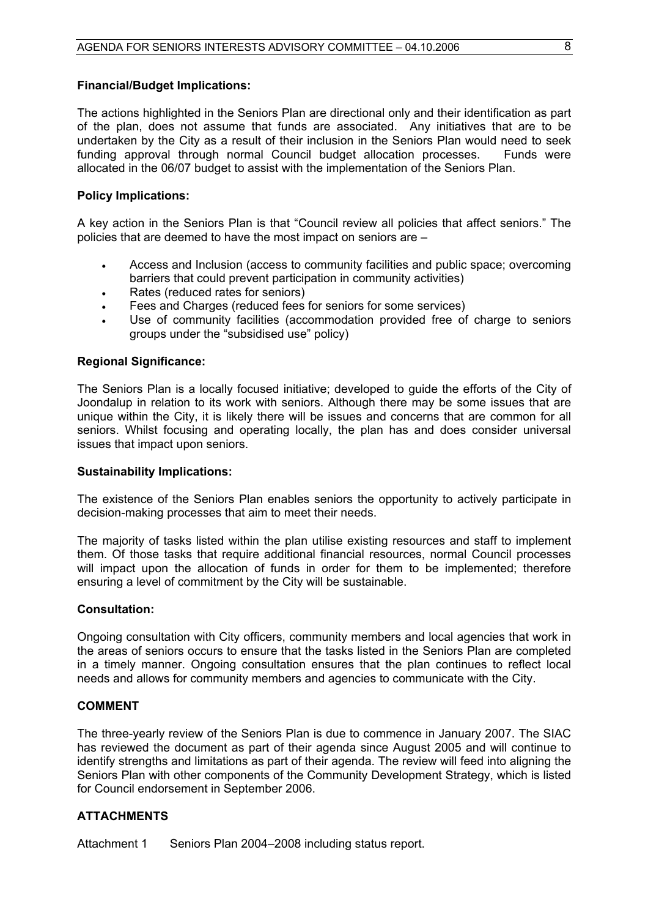**Financial/Budget Implications:**

The actions highlighted in the Seniors Plan are directional only and their identification as part of the plan, does not assume that funds are associated. Any initiatives that are to be undertaken by the City as a result of their inclusion in the Seniors Plan would need to seek funding approval through normal Council budget allocation processes. Funds were allocated in the 06/07 budget to assist with the implementation of the Seniors Plan.

**Policy Implications:**

A key action in the Seniors Plan is that "Council review all policies that affect seniors." The policies that are deemed to have the most impact on seniors are –

- Access and Inclusion (access to community facilities and public space; overcoming barriers that could prevent participation in community activities)
- Rates (reduced rates for seniors)
- Fees and Charges (reduced fees for seniors for some services)
- Use of community facilities (accommodation provided free of charge to seniors groups under the "subsidised use" policy)

**Regional Significance:**

The Seniors Plan is a locally focused initiative; developed to guide the efforts of the City of Joondalup in relation to its work with seniors. Although there may be some issues that are unique within the City, it is likely there will be issues and concerns that are common for all seniors. Whilst focusing and operating locally, the plan has and does consider universal issues that impact upon seniors.

**Sustainability Implications:**

The existence of the Seniors Plan enables seniors the opportunity to actively participate in decision-making processes that aim to meet their needs.

The majority of tasks listed within the plan utilise existing resources and staff to implement them. Of those tasks that require additional financial resources, normal Council processes will impact upon the allocation of funds in order for them to be implemented; therefore ensuring a level of commitment by the City will be sustainable.

**Consultation:**

Ongoing consultation with City officers, community members and local agencies that work in the areas of seniors occurs to ensure that the tasks listed in the Seniors Plan are completed in a timely manner. Ongoing consultation ensures that the plan continues to reflect local needs and allows for community members and agencies to communicate with the City.

**COMMENT**

The three-yearly review of the Seniors Plan is due to commence in January 2007. The SIAC has reviewed the document as part of their agenda since August 2005 and will continue to identify strengths and limitations as part of their agenda. The review will feed into aligning the Seniors Plan with other components of the Community Development Strategy, which is listed for Council endorsement in September 2006.

**ATTACHMENTS**

Attachment 1 Seniors Plan 2004–2008 including status report.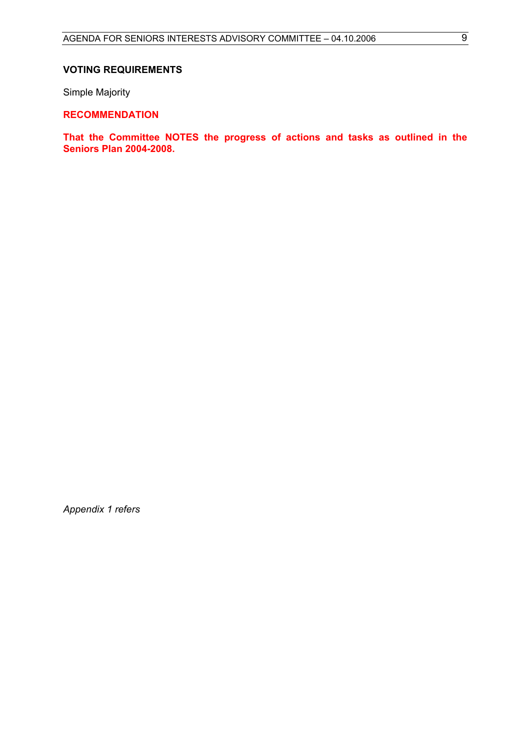**VOTING REQUIREMENTS**

Simple Majority

**RECOMMENDATION**

**That the Committee NOTES the progress of actions and tasks as outlined in the Seniors Plan 2004-2008.**

*Appendix 1 refers*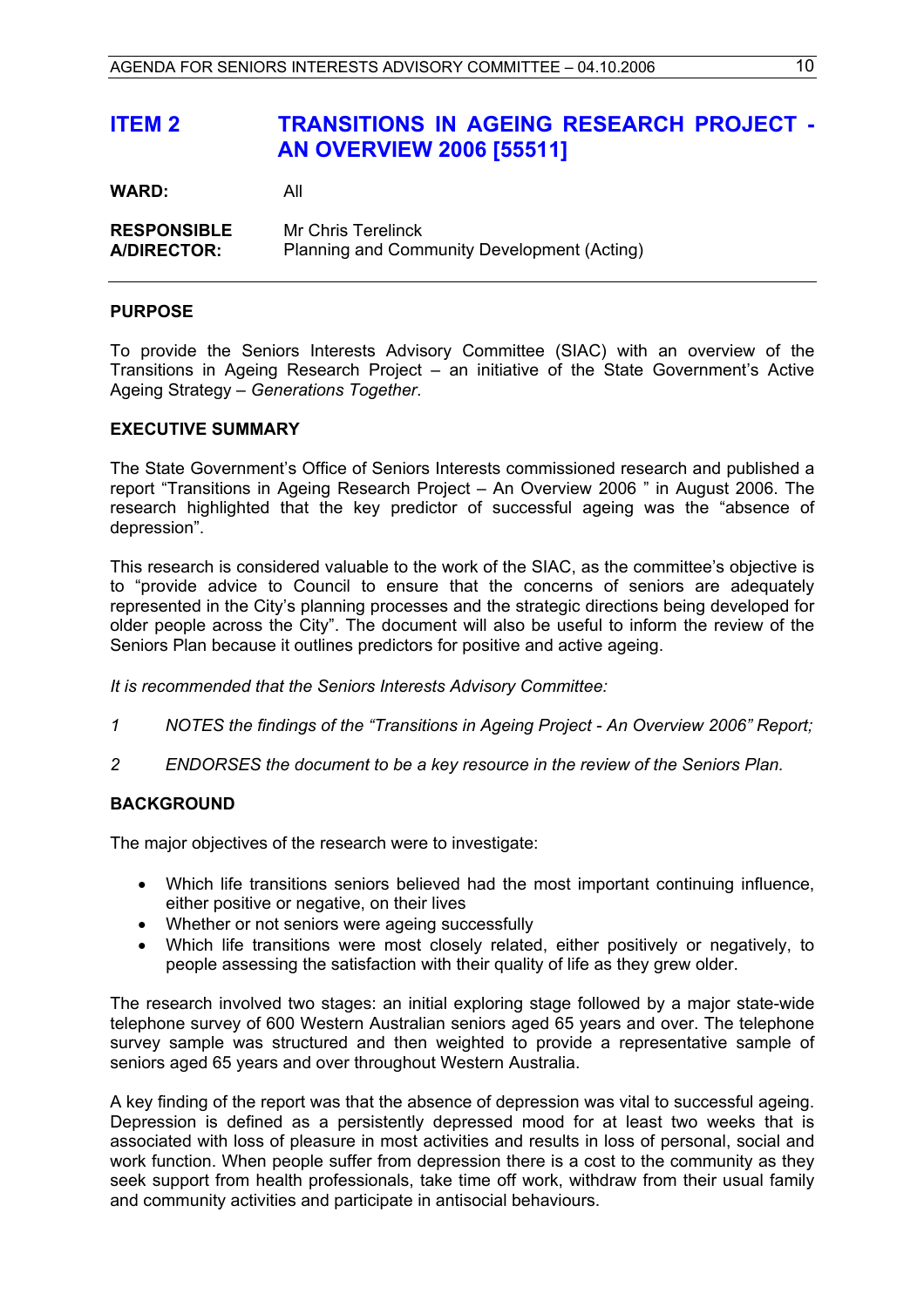# ITEM 2 TRANSITIONS IN AGEING RESEARCH PROJECT - AN OVERVIEW 2006 [55511]

**WARD:** All

**RESPONSIBLE A/DIRECTOR:** Mr Chris Terelinck
Planning and Community Development (Acting)

---

## PURPOSE

To provide the Seniors Interests Advisory Committee (SIAC) with an overview of the Transitions in Ageing Research Project – an initiative of the State Government's Active Ageing Strategy – *Generations Together*.

## EXECUTIVE SUMMARY

The State Government's Office of Seniors Interests commissioned research and published a report "Transitions in Ageing Research Project – An Overview 2006 " in August 2006. The research highlighted that the key predictor of successful ageing was the "absence of depression".

This research is considered valuable to the work of the SIAC, as the committee's objective is to "provide advice to Council to ensure that the concerns of seniors are adequately represented in the City's planning processes and the strategic directions being developed for older people across the City". The document will also be useful to inform the review of the Seniors Plan because it outlines predictors for positive and active ageing.

*It is recommended that the Seniors Interests Advisory Committee:*

*1 NOTES the findings of the "Transitions in Ageing Project - An Overview 2006" Report;*

*2 ENDORSES the document to be a key resource in the review of the Seniors Plan.*

## BACKGROUND

The major objectives of the research were to investigate:

- Which life transitions seniors believed had the most important continuing influence, either positive or negative, on their lives
- Whether or not seniors were ageing successfully
- Which life transitions were most closely related, either positively or negatively, to people assessing the satisfaction with their quality of life as they grew older.

The research involved two stages: an initial exploring stage followed by a major state-wide telephone survey of 600 Western Australian seniors aged 65 years and over. The telephone survey sample was structured and then weighted to provide a representative sample of seniors aged 65 years and over throughout Western Australia.

A key finding of the report was that the absence of depression was vital to successful ageing. Depression is defined as a persistently depressed mood for at least two weeks that is associated with loss of pleasure in most activities and results in loss of personal, social and work function. When people suffer from depression there is a cost to the community as they seek support from health professionals, take time off work, withdraw from their usual family and community activities and participate in antisocial behaviours.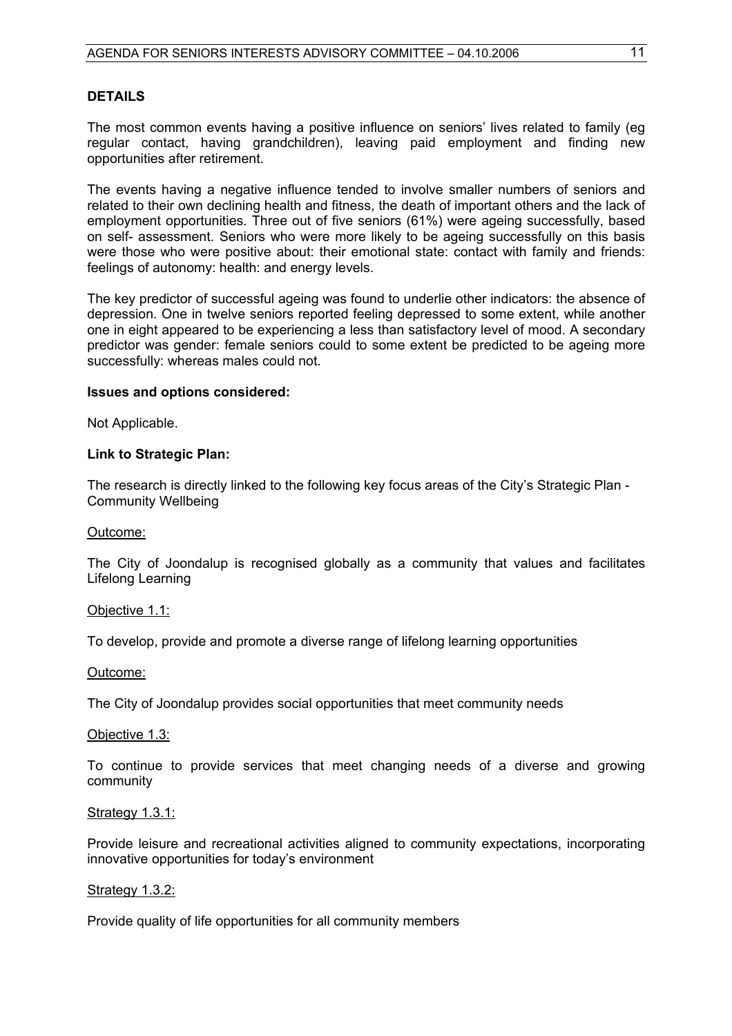**DETAILS**

The most common events having a positive influence on seniors' lives related to family (eg regular contact, having grandchildren), leaving paid employment and finding new opportunities after retirement.

The events having a negative influence tended to involve smaller numbers of seniors and related to their own declining health and fitness, the death of important others and the lack of employment opportunities. Three out of five seniors (61%) were ageing successfully, based on self- assessment. Seniors who were more likely to be ageing successfully on this basis were those who were positive about: their emotional state: contact with family and friends: feelings of autonomy: health: and energy levels.

The key predictor of successful ageing was found to underlie other indicators: the absence of depression. One in twelve seniors reported feeling depressed to some extent, while another one in eight appeared to be experiencing a less than satisfactory level of mood. A secondary predictor was gender: female seniors could to some extent be predicted to be ageing more successfully: whereas males could not.

**Issues and options considered:**

Not Applicable.

**Link to Strategic Plan:**

The research is directly linked to the following key focus areas of the City's Strategic Plan - Community Wellbeing

Outcome:

The City of Joondalup is recognised globally as a community that values and facilitates Lifelong Learning

Objective 1.1:

To develop, provide and promote a diverse range of lifelong learning opportunities

Outcome:

The City of Joondalup provides social opportunities that meet community needs

Objective 1.3:

To continue to provide services that meet changing needs of a diverse and growing community

Strategy 1.3.1:

Provide leisure and recreational activities aligned to community expectations, incorporating innovative opportunities for today's environment

Strategy 1.3.2:

Provide quality of life opportunities for all community members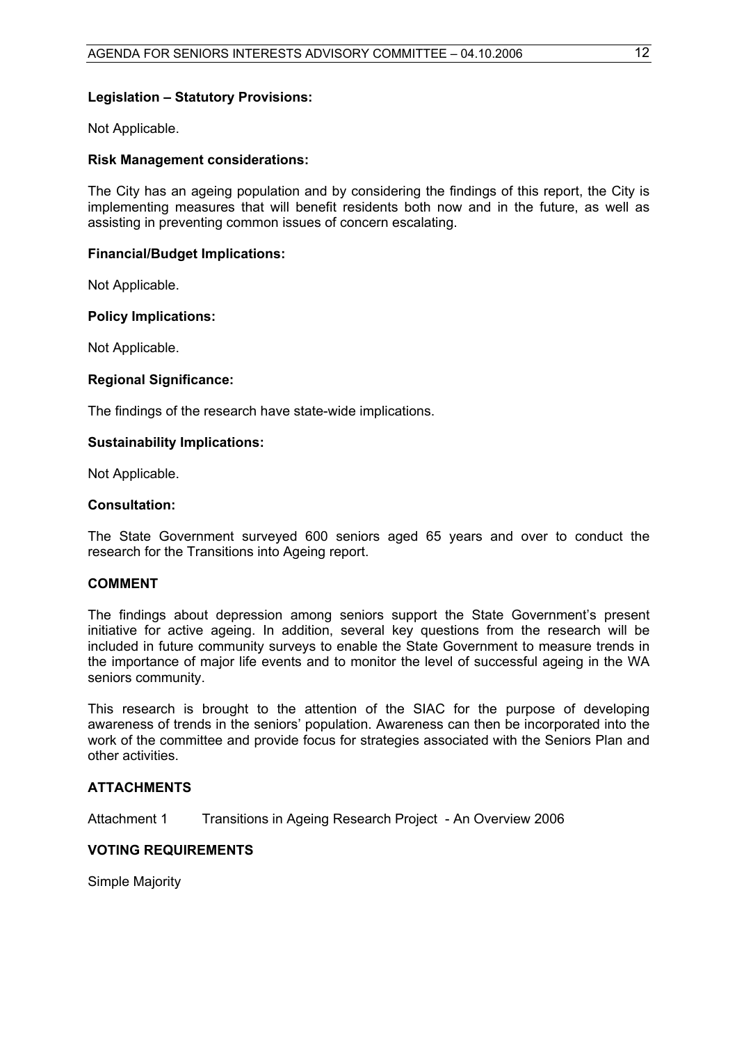**Legislation – Statutory Provisions:**

Not Applicable.

**Risk Management considerations:**

The City has an ageing population and by considering the findings of this report, the City is implementing measures that will benefit residents both now and in the future, as well as assisting in preventing common issues of concern escalating.

**Financial/Budget Implications:**

Not Applicable.

**Policy Implications:**

Not Applicable.

**Regional Significance:**

The findings of the research have state-wide implications.

**Sustainability Implications:**

Not Applicable.

**Consultation:**

The State Government surveyed 600 seniors aged 65 years and over to conduct the research for the Transitions into Ageing report.

## COMMENT

The findings about depression among seniors support the State Government's present initiative for active ageing. In addition, several key questions from the research will be included in future community surveys to enable the State Government to measure trends in the importance of major life events and to monitor the level of successful ageing in the WA seniors community.

This research is brought to the attention of the SIAC for the purpose of developing awareness of trends in the seniors' population. Awareness can then be incorporated into the work of the committee and provide focus for strategies associated with the Seniors Plan and other activities.

## ATTACHMENTS

Attachment 1 Transitions in Ageing Research Project - An Overview 2006

## VOTING REQUIREMENTS

Simple Majority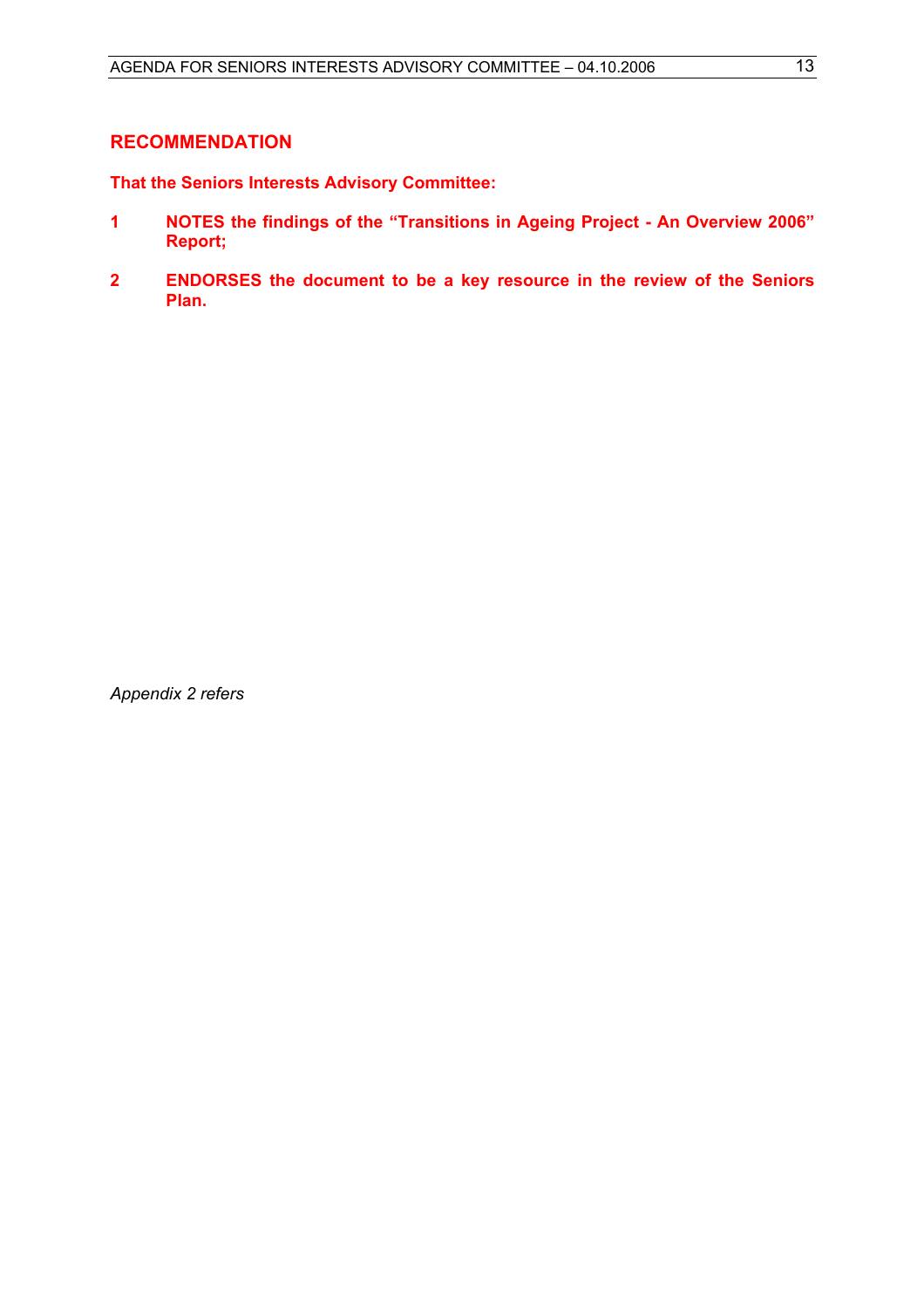## RECOMMENDATION

**That the Seniors Interests Advisory Committee:**

**1 NOTES the findings of the "Transitions in Ageing Project - An Overview 2006" Report;**

**2 ENDORSES the document to be a key resource in the review of the Seniors Plan.**

*Appendix 2 refers*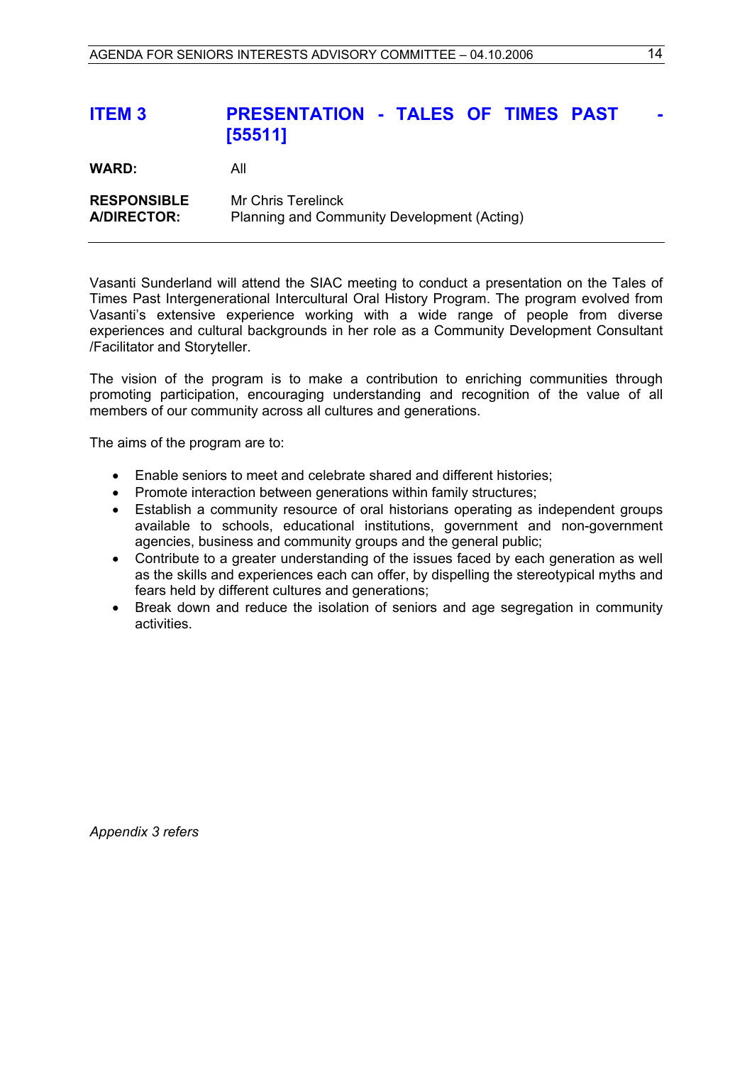## ITEM 3 PRESENTATION - TALES OF TIMES PAST - [55511]

**WARD:** All

**RESPONSIBLE A/DIRECTOR:** Mr Chris Terelinck
Planning and Community Development (Acting)

---

Vasanti Sunderland will attend the SIAC meeting to conduct a presentation on the Tales of Times Past Intergenerational Intercultural Oral History Program. The program evolved from Vasanti's extensive experience working with a wide range of people from diverse experiences and cultural backgrounds in her role as a Community Development Consultant /Facilitator and Storyteller.

The vision of the program is to make a contribution to enriching communities through promoting participation, encouraging understanding and recognition of the value of all members of our community across all cultures and generations.

The aims of the program are to:

- Enable seniors to meet and celebrate shared and different histories;
- Promote interaction between generations within family structures;
- Establish a community resource of oral historians operating as independent groups available to schools, educational institutions, government and non-government agencies, business and community groups and the general public;
- Contribute to a greater understanding of the issues faced by each generation as well as the skills and experiences each can offer, by dispelling the stereotypical myths and fears held by different cultures and generations;
- Break down and reduce the isolation of seniors and age segregation in community activities.

*Appendix 3 refers*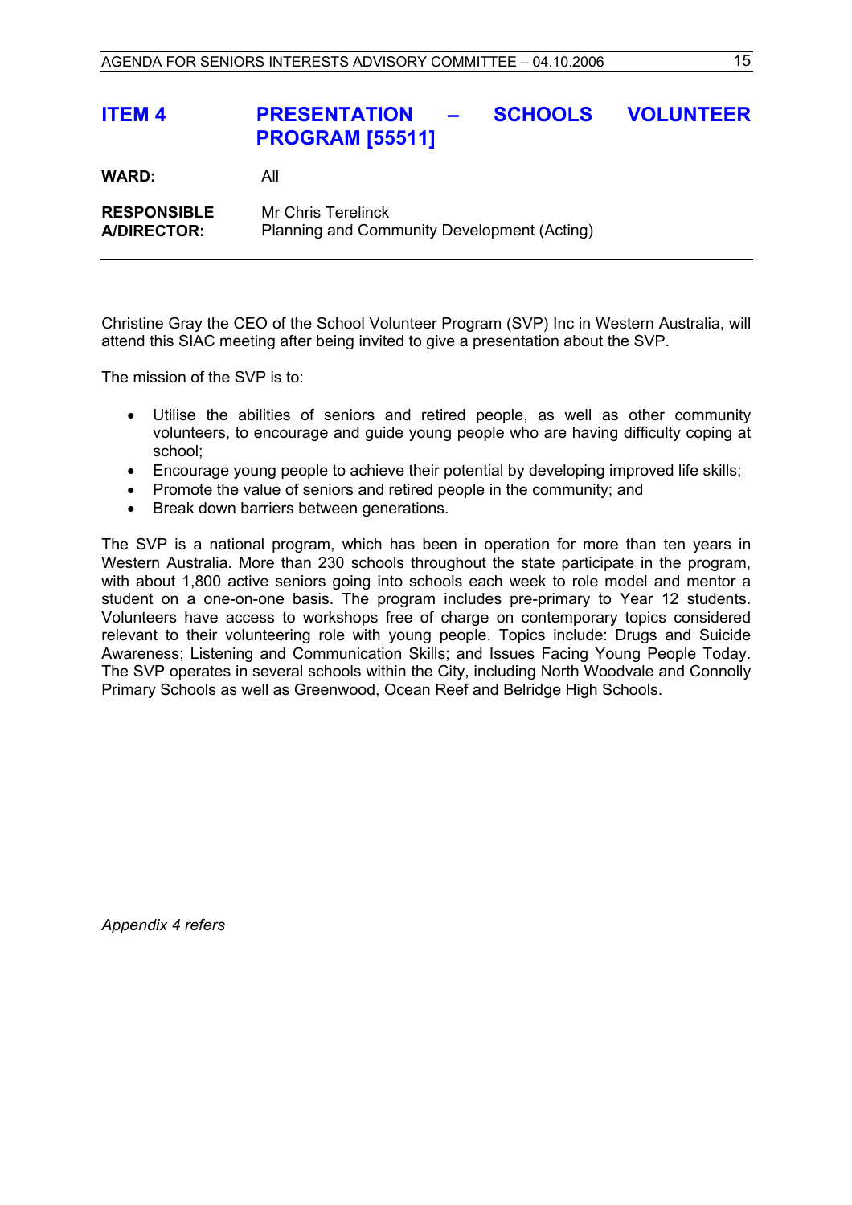## ITEM 4 PRESENTATION – SCHOOLS VOLUNTEER PROGRAM [55511]

**WARD:** All

**RESPONSIBLE A/DIRECTOR:** Mr Chris Terelinck
Planning and Community Development (Acting)

---

Christine Gray the CEO of the School Volunteer Program (SVP) Inc in Western Australia, will attend this SIAC meeting after being invited to give a presentation about the SVP.

The mission of the SVP is to:

- Utilise the abilities of seniors and retired people, as well as other community volunteers, to encourage and guide young people who are having difficulty coping at school;
- Encourage young people to achieve their potential by developing improved life skills;
- Promote the value of seniors and retired people in the community; and
- Break down barriers between generations.

The SVP is a national program, which has been in operation for more than ten years in Western Australia. More than 230 schools throughout the state participate in the program, with about 1,800 active seniors going into schools each week to role model and mentor a student on a one-on-one basis. The program includes pre-primary to Year 12 students. Volunteers have access to workshops free of charge on contemporary topics considered relevant to their volunteering role with young people. Topics include: Drugs and Suicide Awareness; Listening and Communication Skills; and Issues Facing Young People Today. The SVP operates in several schools within the City, including North Woodvale and Connolly Primary Schools as well as Greenwood, Ocean Reef and Belridge High Schools.

*Appendix 4 refers*